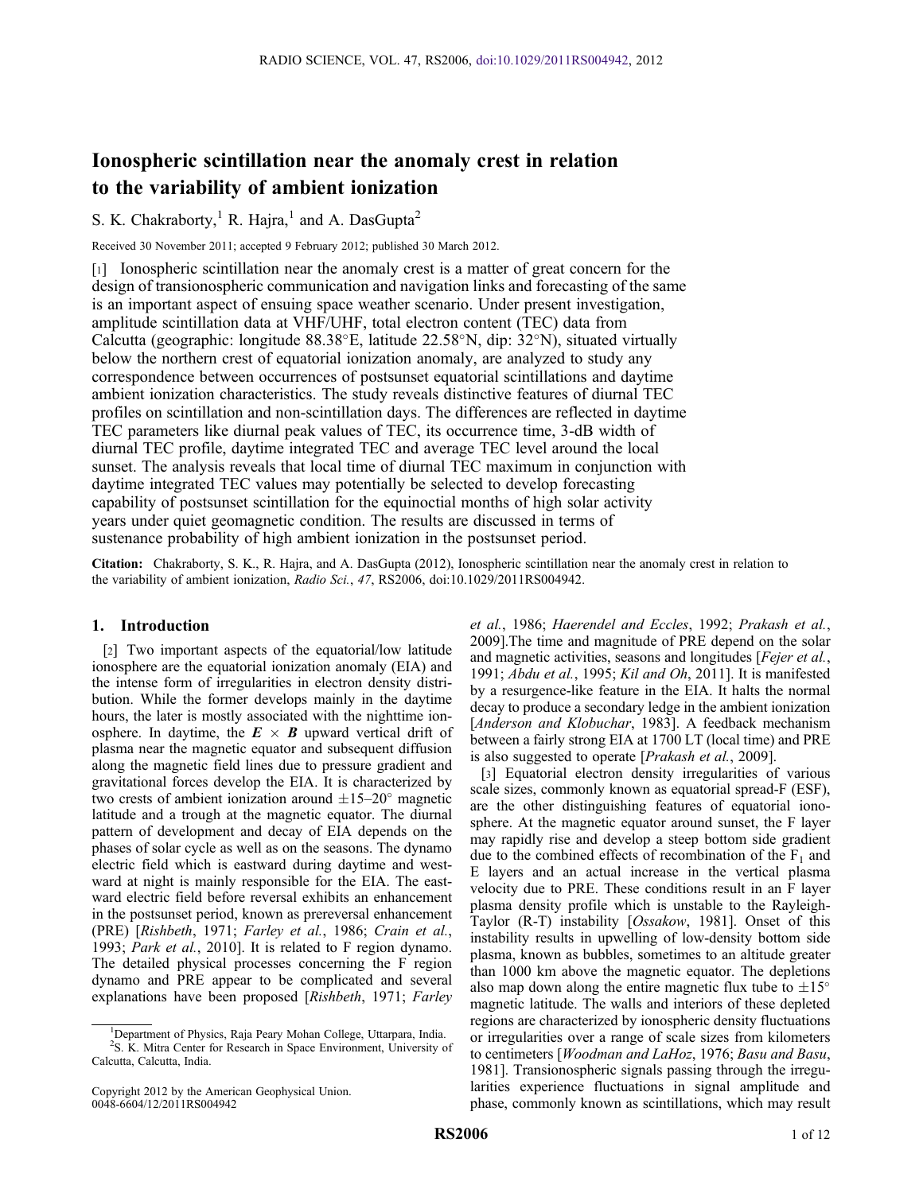# Ionospheric scintillation near the anomaly crest in relation to the variability of ambient ionization

S. K. Chakraborty,[1] R. Hajra,[1] and A. DasGupta[2]

Received 30 November 2011; accepted 9 February 2012; published 30 March 2012.

[1] Ionospheric scintillation near the anomaly crest is a matter of great concern for the design of transionospheric communication and navigation links and forecasting of the same is an important aspect of ensuing space weather scenario. Under present investigation, amplitude scintillation data at VHF/UHF, total electron content (TEC) data from Calcutta (geographic: longitude 88.38°E, latitude 22.58°N, dip: 32°N), situated virtually below the northern crest of equatorial ionization anomaly, are analyzed to study any correspondence between occurrences of postsunset equatorial scintillations and daytime ambient ionization characteristics. The study reveals distinctive features of diurnal TEC profiles on scintillation and non-scintillation days. The differences are reflected in daytime TEC parameters like diurnal peak values of TEC, its occurrence time, 3-dB width of diurnal TEC profile, daytime integrated TEC and average TEC level around the local sunset. The analysis reveals that local time of diurnal TEC maximum in conjunction with daytime integrated TEC values may potentially be selected to develop forecasting capability of postsunset scintillation for the equinoctial months of high solar activity years under quiet geomagnetic condition. The results are discussed in terms of sustenance probability of high ambient ionization in the postsunset period.

**Citation:** Chakraborty, S. K., R. Hajra, and A. DasGupta (2012), Ionospheric scintillation near the anomaly crest in relation to the variability of ambient ionization, *Radio Sci.*, *47*, RS2006, doi:10.1029/2011RS004942.

## 1. Introduction

[2] Two important aspects of the equatorial/low latitude ionosphere are the equatorial ionization anomaly (EIA) and the intense form of irregularities in electron density distribution. While the former develops mainly in the daytime hours, the later is mostly associated with the nighttime ionosphere. In daytime, the $\boldsymbol{E} \times \boldsymbol{B}$ upward vertical drift of plasma near the magnetic equator and subsequent diffusion along the magnetic field lines due to pressure gradient and gravitational forces develop the EIA. It is characterized by two crests of ambient ionization around ±15–20° magnetic latitude and a trough at the magnetic equator. The diurnal pattern of development and decay of EIA depends on the phases of solar cycle as well as on the seasons. The dynamo electric field which is eastward during daytime and westward at night is mainly responsible for the EIA. The eastward electric field before reversal exhibits an enhancement in the postsunset period, known as prereversal enhancement (PRE) [*Rishbeth*, 1971; *Farley et al.*, 1986; *Crain et al.*, 1993; *Park et al.*, 2010]. It is related to F region dynamo. The detailed physical processes concerning the F region dynamo and PRE appear to be complicated and several explanations have been proposed [*Rishbeth*, 1971; *Farley et al.*, 1986; *Haerendel and Eccles*, 1992; *Prakash et al.*, 2009].The time and magnitude of PRE depend on the solar and magnetic activities, seasons and longitudes [*Fejer et al.*, 1991; *Abdu et al.*, 1995; *Kil and Oh*, 2011]. It is manifested by a resurgence-like feature in the EIA. It halts the normal decay to produce a secondary ledge in the ambient ionization [*Anderson and Klobuchar*, 1983]. A feedback mechanism between a fairly strong EIA at 1700 LT (local time) and PRE is also suggested to operate [*Prakash et al.*, 2009].

[3] Equatorial electron density irregularities of various scale sizes, commonly known as equatorial spread-F (ESF), are the other distinguishing features of equatorial ionosphere. At the magnetic equator around sunset, the F layer may rapidly rise and develop a steep bottom side gradient due to the combined effects of recombination of the $F_1$ and E layers and an actual increase in the vertical plasma velocity due to PRE. These conditions result in an F layer plasma density profile which is unstable to the Rayleigh-Taylor (R-T) instability [*Ossakow*, 1981]. Onset of this instability results in upwelling of low-density bottom side plasma, known as bubbles, sometimes to an altitude greater than 1000 km above the magnetic equator. The depletions also map down along the entire magnetic flux tube to ±15° magnetic latitude. The walls and interiors of these depleted regions are characterized by ionospheric density fluctuations or irregularities over a range of scale sizes from kilometers to centimeters [*Woodman and LaHoz*, 1976; *Basu and Basu*, 1981]. Transionospheric signals passing through the irregularities experience fluctuations in signal amplitude and phase, commonly known as scintillations, which may result

[1] Department of Physics, Raja Peary Mohan College, Uttarpara, India.
[2] S. K. Mitra Center for Research in Space Environment, University of Calcutta, Calcutta, India.

Copyright 2012 by the American Geophysical Union.
0048-6604/12/2011RS004942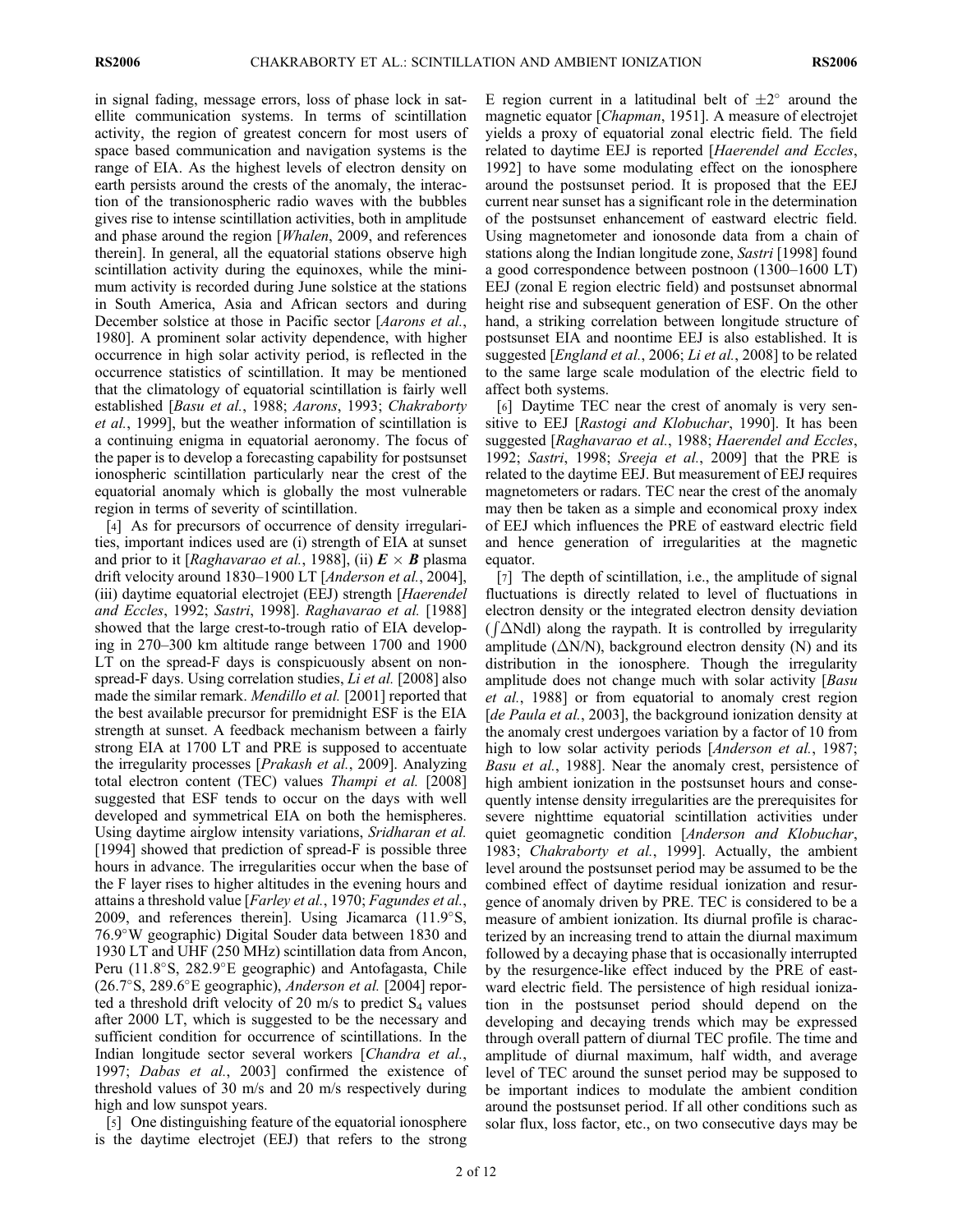in signal fading, message errors, loss of phase lock in satellite communication systems. In terms of scintillation activity, the region of greatest concern for most users of space based communication and navigation systems is the range of EIA. As the highest levels of electron density on earth persists around the crests of the anomaly, the interaction of the transionospheric radio waves with the bubbles gives rise to intense scintillation activities, both in amplitude and phase around the region [*Whalen*, 2009, and references therein]. In general, all the equatorial stations observe high scintillation activity during the equinoxes, while the minimum activity is recorded during June solstice at the stations in South America, Asia and African sectors and during December solstice at those in Pacific sector [*Aarons et al.*, 1980]. A prominent solar activity dependence, with higher occurrence in high solar activity period, is reflected in the occurrence statistics of scintillation. It may be mentioned that the climatology of equatorial scintillation is fairly well established [*Basu et al.*, 1988; *Aarons*, 1993; *Chakraborty et al.*, 1999], but the weather information of scintillation is a continuing enigma in equatorial aeronomy. The focus of the paper is to develop a forecasting capability for postsunset ionospheric scintillation particularly near the crest of the equatorial anomaly which is globally the most vulnerable region in terms of severity of scintillation.

[4] As for precursors of occurrence of density irregularities, important indices used are (i) strength of EIA at sunset and prior to it [*Raghavarao et al.*, 1988], (ii) $\boldsymbol{E} \times \boldsymbol{B}$ plasma drift velocity around 1830–1900 LT [*Anderson et al.*, 2004], (iii) daytime equatorial electrojet (EEJ) strength [*Haerendel and Eccles*, 1992; *Sastri*, 1998]. *Raghavarao et al.* [1988] showed that the large crest-to-trough ratio of EIA developing in 270–300 km altitude range between 1700 and 1900 LT on the spread-F days is conspicuously absent on non-spread-F days. Using correlation studies, *Li et al.* [2008] also made the similar remark. *Mendillo et al.* [2001] reported that the best available precursor for premidnight ESF is the EIA strength at sunset. A feedback mechanism between a fairly strong EIA at 1700 LT and PRE is supposed to accentuate the irregularity processes [*Prakash et al.*, 2009]. Analyzing total electron content (TEC) values *Thampi et al.* [2008] suggested that ESF tends to occur on the days with well developed and symmetrical EIA on both the hemispheres. Using daytime airglow intensity variations, *Sridharan et al.* [1994] showed that prediction of spread-F is possible three hours in advance. The irregularities occur when the base of the F layer rises to higher altitudes in the evening hours and attains a threshold value [*Farley et al.*, 1970; *Fagundes et al.*, 2009, and references therein]. Using Jicamarca (11.9°S, 76.9°W geographic) Digital Souder data between 1830 and 1930 LT and UHF (250 MHz) scintillation data from Ancon, Peru (11.8°S, 282.9°E geographic) and Antofagasta, Chile (26.7°S, 289.6°E geographic), *Anderson et al.* [2004] reported a threshold drift velocity of 20 m/s to predict $S_4$ values after 2000 LT, which is suggested to be the necessary and sufficient condition for occurrence of scintillations. In the Indian longitude sector several workers [*Chandra et al.*, 1997; *Dabas et al.*, 2003] confirmed the existence of threshold values of 30 m/s and 20 m/s respectively during high and low sunspot years.

[5] One distinguishing feature of the equatorial ionosphere is the daytime electrojet (EEJ) that refers to the strong E region current in a latitudinal belt of $\pm 2°$ around the magnetic equator [*Chapman*, 1951]. A measure of electrojet yields a proxy of equatorial zonal electric field. The field related to daytime EEJ is reported [*Haerendel and Eccles*, 1992] to have some modulating effect on the ionosphere around the postsunset period. It is proposed that the EEJ current near sunset has a significant role in the determination of the postsunset enhancement of eastward electric field. Using magnetometer and ionosonde data from a chain of stations along the Indian longitude zone, *Sastri* [1998] found a good correspondence between postnoon (1300–1600 LT) EEJ (zonal E region electric field) and postsunset abnormal height rise and subsequent generation of ESF. On the other hand, a striking correlation between longitude structure of postsunset EIA and noontime EEJ is also established. It is suggested [*England et al.*, 2006; *Li et al.*, 2008] to be related to the same large scale modulation of the electric field to affect both systems.

[6] Daytime TEC near the crest of anomaly is very sensitive to EEJ [*Rastogi and Klobuchar*, 1990]. It has been suggested [*Raghavarao et al.*, 1988; *Haerendel and Eccles*, 1992; *Sastri*, 1998; *Sreeja et al.*, 2009] that the PRE is related to the daytime EEJ. But measurement of EEJ requires magnetometers or radars. TEC near the crest of the anomaly may then be taken as a simple and economical proxy index of EEJ which influences the PRE of eastward electric field and hence generation of irregularities at the magnetic equator.

[7] The depth of scintillation, i.e., the amplitude of signal fluctuations is directly related to level of fluctuations in electron density or the integrated electron density deviation ($\int \Delta N dl$) along the raypath. It is controlled by irregularity amplitude ($\Delta N/N$), background electron density (N) and its distribution in the ionosphere. Though the irregularity amplitude does not change much with solar activity [*Basu et al.*, 1988] or from equatorial to anomaly crest region [*de Paula et al.*, 2003], the background ionization density at the anomaly crest undergoes variation by a factor of 10 from high to low solar activity periods [*Anderson et al.*, 1987; *Basu et al.*, 1988]. Near the anomaly crest, persistence of high ambient ionization in the postsunset hours and consequently intense density irregularities are the prerequisites for severe nighttime equatorial scintillation activities under quiet geomagnetic condition [*Anderson and Klobuchar*, 1983; *Chakraborty et al.*, 1999]. Actually, the ambient level around the postsunset period may be assumed to be the combined effect of daytime residual ionization and resurgence of anomaly driven by PRE. TEC is considered to be a measure of ambient ionization. Its diurnal profile is characterized by an increasing trend to attain the diurnal maximum followed by a decaying phase that is occasionally interrupted by the resurgence-like effect induced by the PRE of eastward electric field. The persistence of high residual ionization in the postsunset period should depend on the developing and decaying trends which may be expressed through overall pattern of diurnal TEC profile. The time and amplitude of diurnal maximum, half width, and average level of TEC around the sunset period may be supposed to be important indices to modulate the ambient condition around the postsunset period. If all other conditions such as solar flux, loss factor, etc., on two consecutive days may be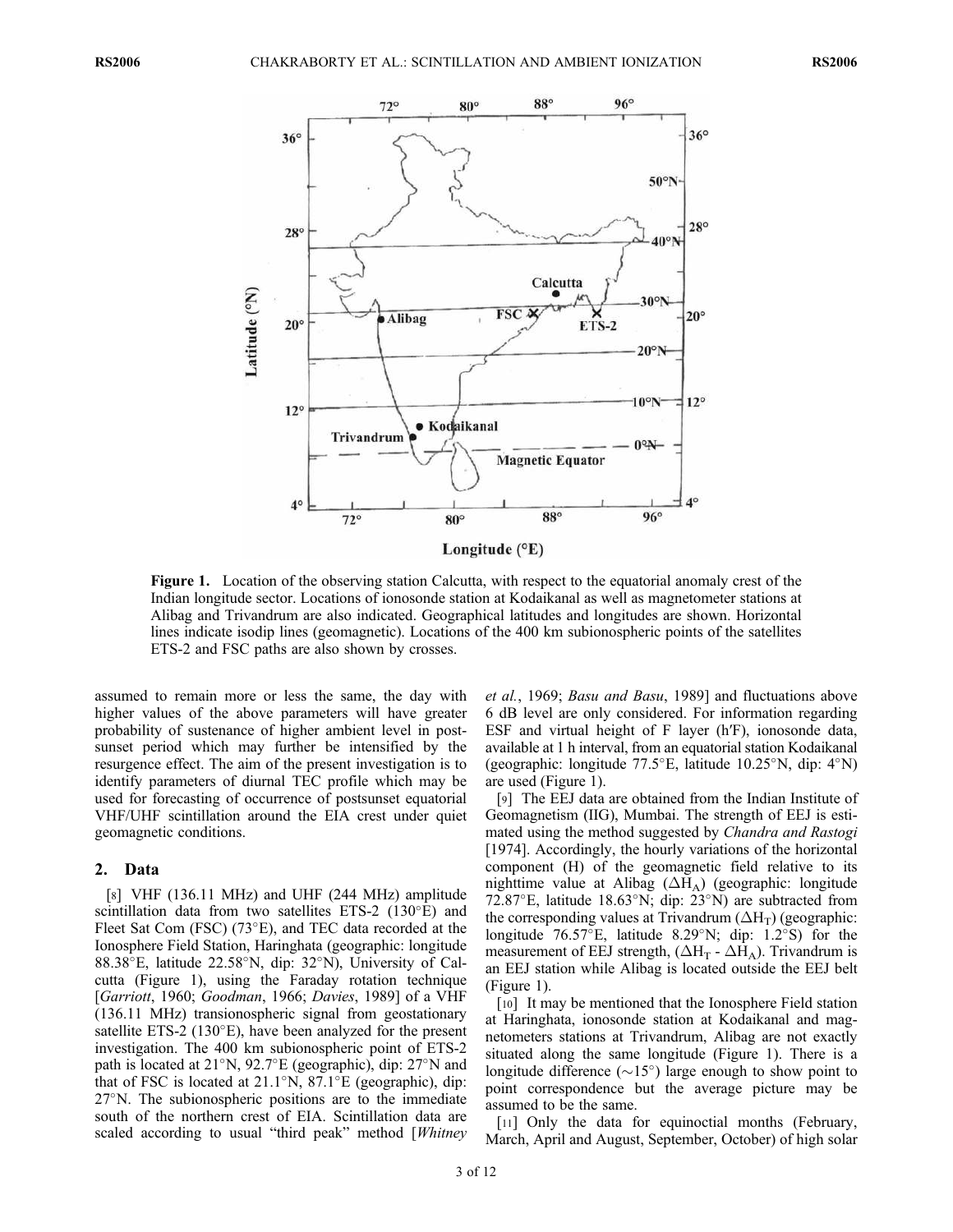**Figure 1.** Location of the observing station Calcutta, with respect to the equatorial anomaly crest of the Indian longitude sector. Locations of ionosonde station at Kodaikanal as well as magnetometer stations at Alibag and Trivandrum are also indicated. Geographical latitudes and longitudes are shown. Horizontal lines indicate isodip lines (geomagnetic). Locations of the 400 km subionospheric points of the satellites ETS-2 and FSC paths are also shown by crosses.

assumed to remain more or less the same, the day with higher values of the above parameters will have greater probability of sustenance of higher ambient level in postsunset period which may further be intensified by the resurgence effect. The aim of the present investigation is to identify parameters of diurnal TEC profile which may be used for forecasting of occurrence of postsunset equatorial VHF/UHF scintillation around the EIA crest under quiet geomagnetic conditions.

## 2. Data

[8] VHF (136.11 MHz) and UHF (244 MHz) amplitude scintillation data from two satellites ETS-2 (130°E) and Fleet Sat Com (FSC) (73°E), and TEC data recorded at the Ionosphere Field Station, Haringhata (geographic: longitude 88.38°E, latitude 22.58°N, dip: 32°N), University of Calcutta (Figure 1), using the Faraday rotation technique [*Garriott*, 1960; *Goodman*, 1966; *Davies*, 1989] of a VHF (136.11 MHz) transionospheric signal from geostationary satellite ETS-2 (130°E), have been analyzed for the present investigation. The 400 km subionospheric point of ETS-2 path is located at 21°N, 92.7°E (geographic), dip: 27°N and that of FSC is located at 21.1°N, 87.1°E (geographic), dip: 27°N. The subionospheric positions are to the immediate south of the northern crest of EIA. Scintillation data are scaled according to usual "third peak" method [*Whitney et al.*, 1969; *Basu and Basu*, 1989] and fluctuations above 6 dB level are only considered. For information regarding ESF and virtual height of F layer (h′F), ionosonde data, available at 1 h interval, from an equatorial station Kodaikanal (geographic: longitude 77.5°E, latitude 10.25°N, dip: 4°N) are used (Figure 1).

[9] The EEJ data are obtained from the Indian Institute of Geomagnetism (IIG), Mumbai. The strength of EEJ is estimated using the method suggested by *Chandra and Rastogi* [1974]. Accordingly, the hourly variations of the horizontal component (H) of the geomagnetic field relative to its nighttime value at Alibag ($\Delta H_A$) (geographic: longitude 72.87°E, latitude 18.63°N; dip: 23°N) are subtracted from the corresponding values at Trivandrum ($\Delta H_T$) (geographic: longitude 76.57°E, latitude 8.29°N; dip: 1.2°S) for the measurement of EEJ strength, ($\Delta H_T$ - $\Delta H_A$). Trivandrum is an EEJ station while Alibag is located outside the EEJ belt (Figure 1).

[10] It may be mentioned that the Ionosphere Field station at Haringhata, ionosonde station at Kodaikanal and magnetometers stations at Trivandrum, Alibag are not exactly situated along the same longitude (Figure 1). There is a longitude difference (~15°) large enough to show point to point correspondence but the average picture may be assumed to be the same.

[11] Only the data for equinoctial months (February, March, April and August, September, October) of high solar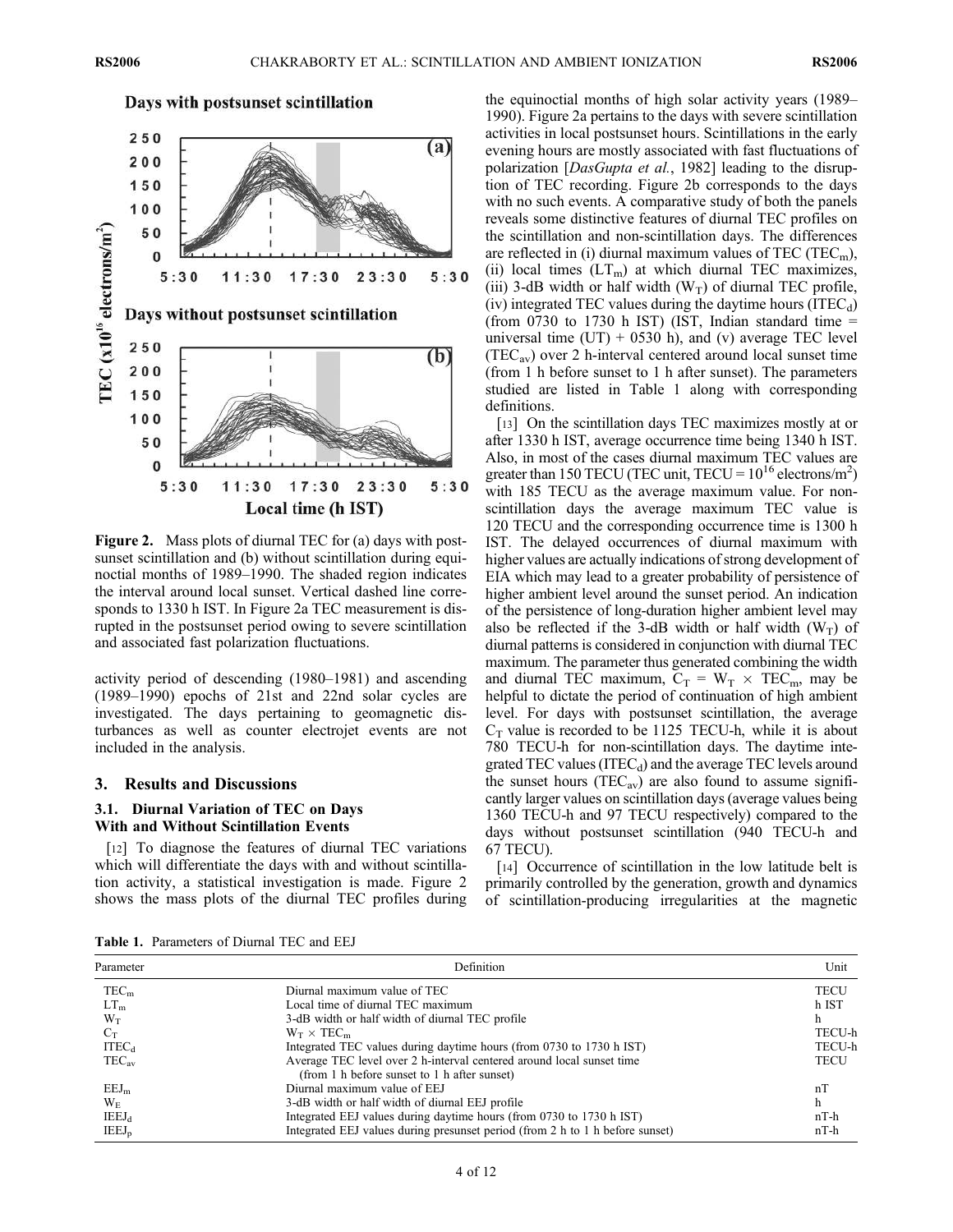**Figure 2.** Mass plots of diurnal TEC for (a) days with postsunset scintillation and (b) without scintillation during equinoctial months of 1989–1990. The shaded region indicates the interval around local sunset. Vertical dashed line corresponds to 1330 h IST. In Figure 2a TEC measurement is disrupted in the postsunset period owing to severe scintillation and associated fast polarization fluctuations.

activity period of descending (1980–1981) and ascending (1989–1990) epochs of 21st and 22nd solar cycles are investigated. The days pertaining to geomagnetic disturbances as well as counter electrojet events are not included in the analysis.

## 3. Results and Discussions

### 3.1. Diurnal Variation of TEC on Days With and Without Scintillation Events

[12] To diagnose the features of diurnal TEC variations which will differentiate the days with and without scintillation activity, a statistical investigation is made. Figure 2 shows the mass plots of the diurnal TEC profiles during the equinoctial months of high solar activity years (1989–1990). Figure 2a pertains to the days with severe scintillation activities in local postsunset hours. Scintillations in the early evening hours are mostly associated with fast fluctuations of polarization [*DasGupta et al.*, 1982] leading to the disruption of TEC recording. Figure 2b corresponds to the days with no such events. A comparative study of both the panels reveals some distinctive features of diurnal TEC profiles on the scintillation and non-scintillation days. The differences are reflected in (i) diurnal maximum values of TEC ($TEC_m$), (ii) local times ($LT_m$) at which diurnal TEC maximizes, (iii) 3-dB width or half width ($W_T$) of diurnal TEC profile, (iv) integrated TEC values during the daytime hours ($ITEC_d$) (from 0730 to 1730 h IST) (IST, Indian standard time = universal time (UT) + 0530 h), and (v) average TEC level ($TEC_{av}$) over 2 h-interval centered around local sunset time (from 1 h before sunset to 1 h after sunset). The parameters studied are listed in Table 1 along with corresponding definitions.

[13] On the scintillation days TEC maximizes mostly at or after 1330 h IST, average occurrence time being 1340 h IST. Also, in most of the cases diurnal maximum TEC values are greater than 150 TECU (TEC unit, TECU = $10^{16}$ electrons/m$^2$) with 185 TECU as the average maximum value. For non-scintillation days the average maximum TEC value is 120 TECU and the corresponding occurrence time is 1300 h IST. The delayed occurrences of diurnal maximum with higher values are actually indications of strong development of EIA which may lead to a greater probability of persistence of higher ambient level around the sunset period. An indication of the persistence of long-duration higher ambient level may also be reflected if the 3-dB width or half width ($W_T$) of diurnal patterns is considered in conjunction with diurnal TEC maximum. The parameter thus generated combining the width and diurnal TEC maximum, $C_T = W_T \times TEC_m$, may be helpful to dictate the period of continuation of high ambient level. For days with postsunset scintillation, the average $C_T$ value is recorded to be 1125 TECU-h, while it is about 780 TECU-h for non-scintillation days. The daytime integrated TEC values ($ITEC_d$) and the average TEC levels around the sunset hours ($TEC_{av}$) are also found to assume significantly larger values on scintillation days (average values being 1360 TECU-h and 97 TECU respectively) compared to the days without postsunset scintillation (940 TECU-h and 67 TECU).

[14] Occurrence of scintillation in the low latitude belt is primarily controlled by the generation, growth and dynamics of scintillation-producing irregularities at the magnetic

**Table 1.** Parameters of Diurnal TEC and EEJ

| Parameter | Definition | Unit |
|---|---|---|
| $TEC_m$ | Diurnal maximum value of TEC | TECU |
| $LT_m$ | Local time of diurnal TEC maximum | h IST |
| $W_T$ | 3-dB width or half width of diurnal TEC profile | h |
| $C_T$ | $W_T \times TEC_m$ | TECU-h |
| $ITEC_d$ | Integrated TEC values during daytime hours (from 0730 to 1730 h IST) | TECU-h |
| $TEC_{av}$ | Average TEC level over 2 h-interval centered around local sunset time (from 1 h before sunset to 1 h after sunset) | TECU |
| $EEJ_m$ | Diurnal maximum value of EEJ | nT |
| $W_E$ | 3-dB width or half width of diurnal EEJ profile | h |
| $IEEJ_d$ | Integrated EEJ values during daytime hours (from 0730 to 1730 h IST) | nT-h |
| $IEEJ_p$ | Integrated EEJ values during presunset period (from 2 h to 1 h before sunset) | nT-h |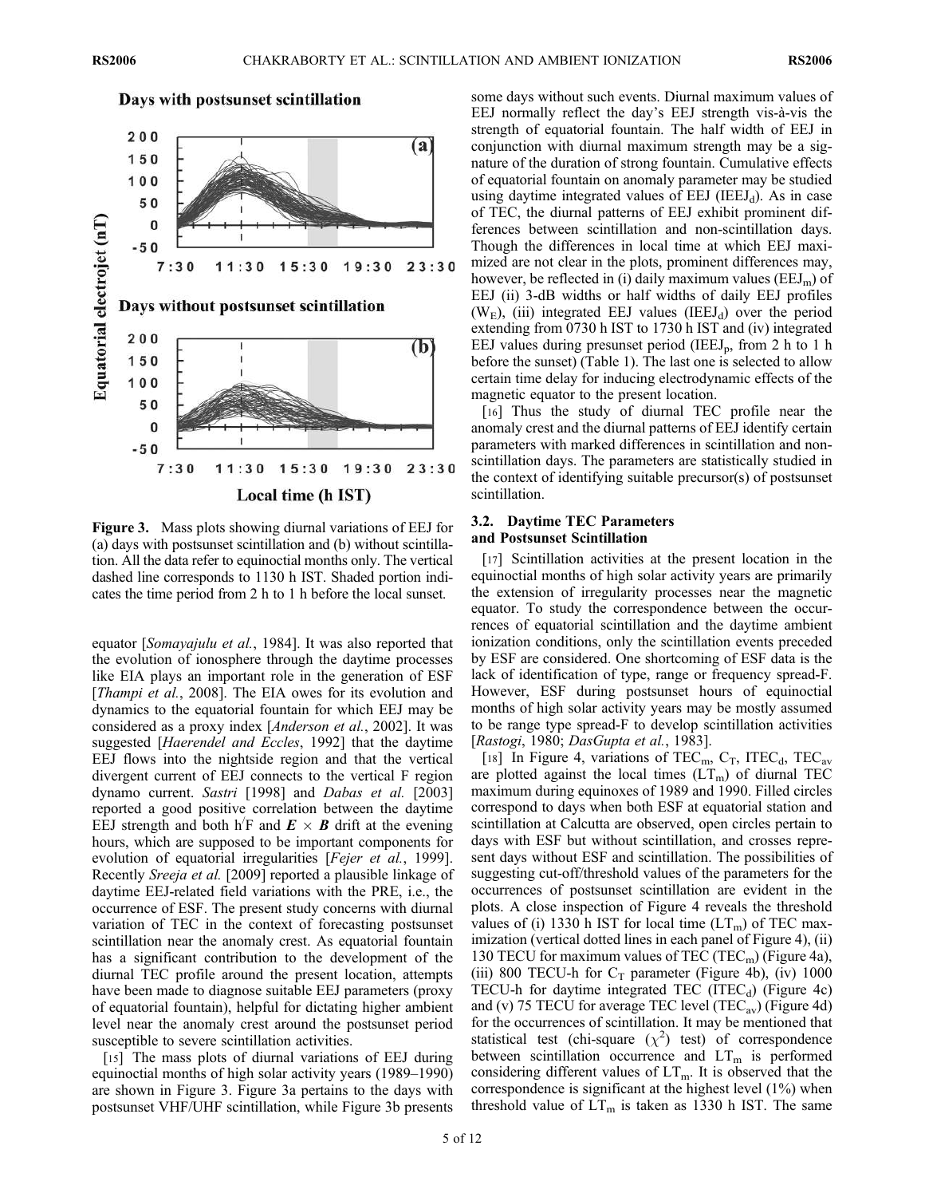Figure 3. Mass plots showing diurnal variations of EEJ for (a) days with postsunset scintillation and (b) without scintillation. All the data refer to equinoctial months only. The vertical dashed line corresponds to 1130 h IST. Shaded portion indicates the time period from 2 h to 1 h before the local sunset.

equator [*Somayajulu et al.*, 1984]. It was also reported that the evolution of ionosphere through the daytime processes like EIA plays an important role in the generation of ESF [*Thampi et al.*, 2008]. The EIA owes for its evolution and dynamics to the equatorial fountain for which EEJ may be considered as a proxy index [*Anderson et al.*, 2002]. It was suggested [*Haerendel and Eccles*, 1992] that the daytime EEJ flows into the nightside region and that the vertical divergent current of EEJ connects to the vertical F region dynamo current. *Sastri* [1998] and *Dabas et al.* [2003] reported a good positive correlation between the daytime EEJ strength and both h′F and $\boldsymbol{E} \times \boldsymbol{B}$ drift at the evening hours, which are supposed to be important components for evolution of equatorial irregularities [*Fejer et al.*, 1999]. Recently *Sreeja et al.* [2009] reported a plausible linkage of daytime EEJ-related field variations with the PRE, i.e., the occurrence of ESF. The present study concerns with diurnal variation of TEC in the context of forecasting postsunset scintillation near the anomaly crest. As equatorial fountain has a significant contribution to the development of the diurnal TEC profile around the present location, attempts have been made to diagnose suitable EEJ parameters (proxy of equatorial fountain), helpful for dictating higher ambient level near the anomaly crest around the postsunset period susceptible to severe scintillation activities.

[15] The mass plots of diurnal variations of EEJ during equinoctial months of high solar activity years (1989–1990) are shown in Figure 3. Figure 3a pertains to the days with postsunset VHF/UHF scintillation, while Figure 3b presents some days without such events. Diurnal maximum values of EEJ normally reflect the day's EEJ strength vis-à-vis the strength of equatorial fountain. The half width of EEJ in conjunction with diurnal maximum strength may be a signature of the duration of strong fountain. Cumulative effects of equatorial fountain on anomaly parameter may be studied using daytime integrated values of EEJ ($IEEJ_d$). As in case of TEC, the diurnal patterns of EEJ exhibit prominent differences between scintillation and non-scintillation days. Though the differences in local time at which EEJ maximized are not clear in the plots, prominent differences may, however, be reflected in (i) daily maximum values ($EEJ_m$) of EEJ (ii) 3-dB widths or half widths of daily EEJ profiles ($W_E$), (iii) integrated EEJ values ($IEEJ_d$) over the period extending from 0730 h IST to 1730 h IST and (iv) integrated EEJ values during presunset period ($IEEJ_p$, from 2 h to 1 h before the sunset) (Table 1). The last one is selected to allow certain time delay for inducing electrodynamic effects of the magnetic equator to the present location.

[16] Thus the study of diurnal TEC profile near the anomaly crest and the diurnal patterns of EEJ identify certain parameters with marked differences in scintillation and non-scintillation days. The parameters are statistically studied in the context of identifying suitable precursor(s) of postsunset scintillation.

### 3.2. Daytime TEC Parameters and Postsunset Scintillation

[17] Scintillation activities at the present location in the equinoctial months of high solar activity years are primarily the extension of irregularity processes near the magnetic equator. To study the correspondence between the occurrences of equatorial scintillation and the daytime ambient ionization conditions, only the scintillation events preceded by ESF are considered. One shortcoming of ESF data is the lack of identification of type, range or frequency spread-F. However, ESF during postsunset hours of equinoctial months of high solar activity years may be mostly assumed to be range type spread-F to develop scintillation activities [*Rastogi*, 1980; *DasGupta et al.*, 1983].

[18] In Figure 4, variations of $TEC_m$, $C_T$, $ITEC_d$, $TEC_{av}$ are plotted against the local times ($LT_m$) of diurnal TEC maximum during equinoxes of 1989 and 1990. Filled circles correspond to days when both ESF at equatorial station and scintillation at Calcutta are observed, open circles pertain to days with ESF but without scintillation, and crosses represent days without ESF and scintillation. The possibilities of suggesting cut-off/threshold values of the parameters for the occurrences of postsunset scintillation are evident in the plots. A close inspection of Figure 4 reveals the threshold values of (i) 1330 h IST for local time ($LT_m$) of TEC maximization (vertical dotted lines in each panel of Figure 4), (ii) 130 TECU for maximum values of TEC ($TEC_m$) (Figure 4a), (iii) 800 TECU-h for $C_T$ parameter (Figure 4b), (iv) 1000 TECU-h for daytime integrated TEC ($ITEC_d$) (Figure 4c) and (v) 75 TECU for average TEC level ($TEC_{av}$) (Figure 4d) for the occurrences of scintillation. It may be mentioned that statistical test (chi-square ($\chi^2$) test) of correspondence between scintillation occurrence and $LT_m$ is performed considering different values of $LT_m$. It is observed that the correspondence is significant at the highest level (1%) when threshold value of $LT_m$ is taken as 1330 h IST. The same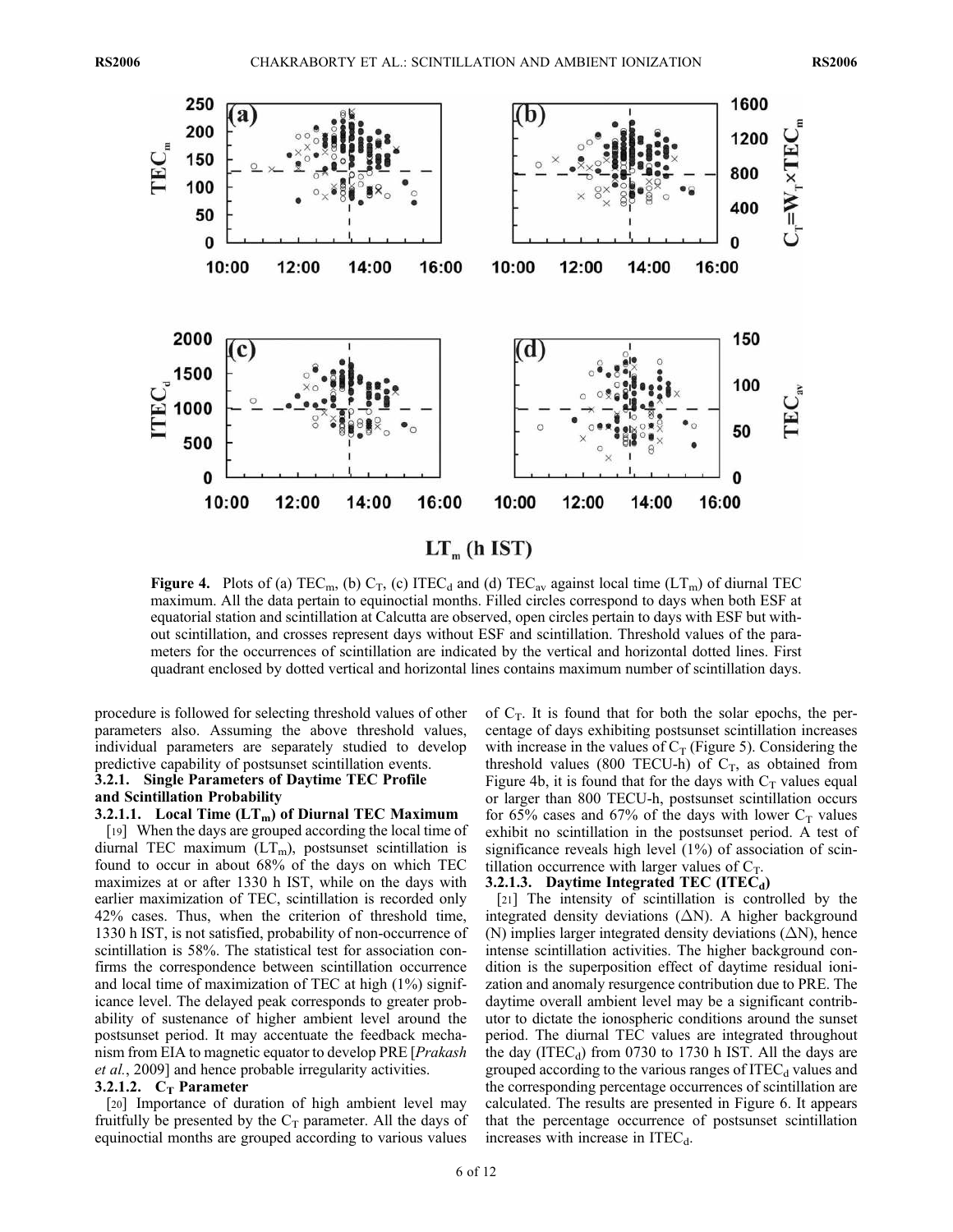**Figure 4.** Plots of (a) $TEC_m$, (b) $C_T$, (c) $ITEC_d$ and (d) $TEC_{av}$ against local time ($LT_m$) of diurnal TEC maximum. All the data pertain to equinoctial months. Filled circles correspond to days when both ESF at equatorial station and scintillation at Calcutta are observed, open circles pertain to days with ESF but without scintillation, and crosses represent days without ESF and scintillation. Threshold values of the parameters for the occurrences of scintillation are indicated by the vertical and horizontal dotted lines. First quadrant enclosed by dotted vertical and horizontal lines contains maximum number of scintillation days.

procedure is followed for selecting threshold values of other parameters also. Assuming the above threshold values, individual parameters are separately studied to develop predictive capability of postsunset scintillation events.

#### 3.2.1. Single Parameters of Daytime TEC Profile and Scintillation Probability

##### 3.2.1.1. Local Time ($LT_m$) of Diurnal TEC Maximum

[19] When the days are grouped according the local time of diurnal TEC maximum ($LT_m$), postsunset scintillation is found to occur in about 68% of the days on which TEC maximizes at or after 1330 h IST, while on the days with earlier maximization of TEC, scintillation is recorded only 42% cases. Thus, when the criterion of threshold time, 1330 h IST, is not satisfied, probability of non-occurrence of scintillation is 58%. The statistical test for association confirms the correspondence between scintillation occurrence and local time of maximization of TEC at high (1%) significance level. The delayed peak corresponds to greater probability of sustenance of higher ambient level around the postsunset period. It may accentuate the feedback mechanism from EIA to magnetic equator to develop PRE [*Prakash et al.*, 2009] and hence probable irregularity activities.

##### 3.2.1.2. $C_T$ Parameter

[20] Importance of duration of high ambient level may fruitfully be presented by the $C_T$ parameter. All the days of equinoctial months are grouped according to various values of $C_T$. It is found that for both the solar epochs, the percentage of days exhibiting postsunset scintillation increases with increase in the values of $C_T$ (Figure 5). Considering the threshold values (800 TECU-h) of $C_T$, as obtained from Figure 4b, it is found that for the days with $C_T$ values equal or larger than 800 TECU-h, postsunset scintillation occurs for 65% cases and 67% of the days with lower $C_T$ values exhibit no scintillation in the postsunset period. A test of significance reveals high level (1%) of association of scintillation occurrence with larger values of $C_T$.

##### 3.2.1.3. Daytime Integrated TEC ($ITEC_d$)

[21] The intensity of scintillation is controlled by the integrated density deviations ($\Delta N$). A higher background (N) implies larger integrated density deviations ($\Delta N$), hence intense scintillation activities. The higher background condition is the superposition effect of daytime residual ionization and anomaly resurgence contribution due to PRE. The daytime overall ambient level may be a significant contributor to dictate the ionospheric conditions around the sunset period. The diurnal TEC values are integrated throughout the day ($ITEC_d$) from 0730 to 1730 h IST. All the days are grouped according to the various ranges of $ITEC_d$ values and the corresponding percentage occurrences of scintillation are calculated. The results are presented in Figure 6. It appears that the percentage occurrence of postsunset scintillation increases with increase in $ITEC_d$.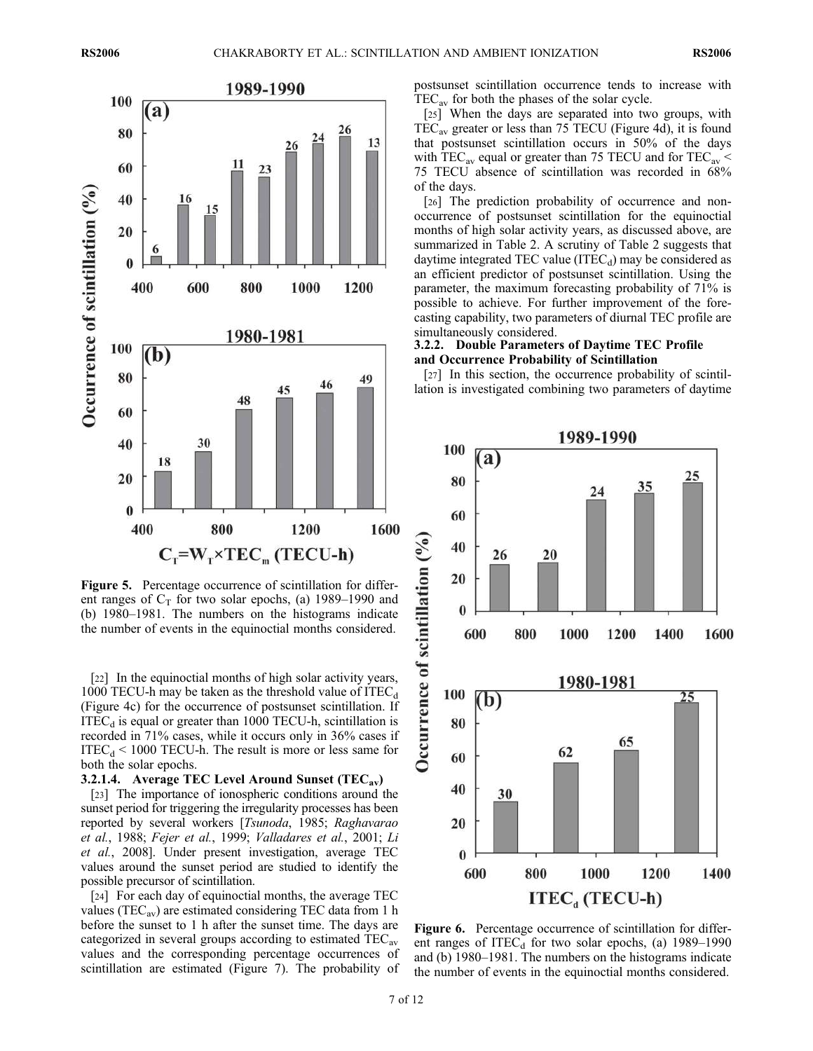Figure 5. Percentage occurrence of scintillation for different ranges of $C_T$ for two solar epochs, (a) 1989–1990 and (b) 1980–1981. The numbers on the histograms indicate the number of events in the equinoctial months considered.

[22] In the equinoctial months of high solar activity years, 1000 TECU-h may be taken as the threshold value of $ITEC_d$ (Figure 4c) for the occurrence of postsunset scintillation. If $ITEC_d$ is equal or greater than 1000 TECU-h, scintillation is recorded in 71% cases, while it occurs only in 36% cases if $ITEC_d$ < 1000 TECU-h. The result is more or less same for both the solar epochs.

#### 3.2.1.4. Average TEC Level Around Sunset ($TEC_{av}$)

[23] The importance of ionospheric conditions around the sunset period for triggering the irregularity processes has been reported by several workers [*Tsunoda*, 1985; *Raghavarao et al.*, 1988; *Fejer et al.*, 1999; *Valladares et al.*, 2001; *Li et al.*, 2008]. Under present investigation, average TEC values around the sunset period are studied to identify the possible precursor of scintillation.

[24] For each day of equinoctial months, the average TEC values ($TEC_{av}$) are estimated considering TEC data from 1 h before the sunset to 1 h after the sunset time. The days are categorized in several groups according to estimated $TEC_{av}$ values and the corresponding percentage occurrences of scintillation are estimated (Figure 7). The probability of postsunset scintillation occurrence tends to increase with $TEC_{av}$ for both the phases of the solar cycle.

[25] When the days are separated into two groups, with $TEC_{av}$ greater or less than 75 TECU (Figure 4d), it is found that postsunset scintillation occurs in 50% of the days with $TEC_{av}$ equal or greater than 75 TECU and for $TEC_{av}$ < 75 TECU absence of scintillation was recorded in 68% of the days.

[26] The prediction probability of occurrence and non-occurrence of postsunset scintillation for the equinoctial months of high solar activity years, as discussed above, are summarized in Table 2. A scrutiny of Table 2 suggests that daytime integrated TEC value ($ITEC_d$) may be considered as an efficient predictor of postsunset scintillation. Using the parameter, the maximum forecasting probability of 71% is possible to achieve. For further improvement of the forecasting capability, two parameters of diurnal TEC profile are simultaneously considered.

### 3.2.2. Double Parameters of Daytime TEC Profile and Occurrence Probability of Scintillation

[27] In this section, the occurrence probability of scintillation is investigated combining two parameters of daytime

Figure 6. Percentage occurrence of scintillation for different ranges of $ITEC_d$ for two solar epochs, (a) 1989–1990 and (b) 1980–1981. The numbers on the histograms indicate the number of events in the equinoctial months considered.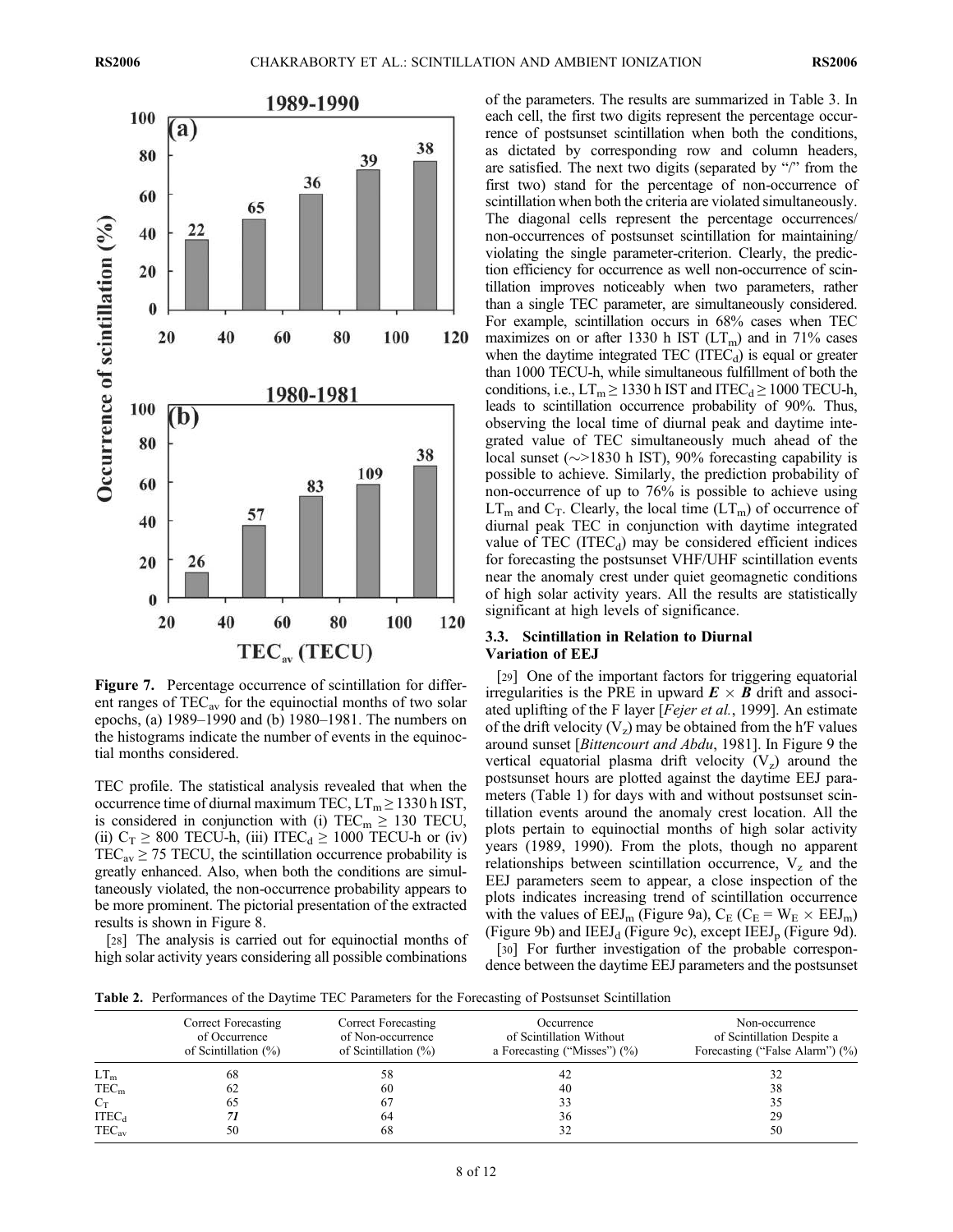**Figure 7.** Percentage occurrence of scintillation for different ranges of $TEC_{av}$ for the equinoctial months of two solar epochs, (a) 1989–1990 and (b) 1980–1981. The numbers on the histograms indicate the number of events in the equinoctial months considered.

TEC profile. The statistical analysis revealed that when the occurrence time of diurnal maximum TEC, $LT_m \geq 1330$ h IST, is considered in conjunction with (i) $TEC_m \geq 130$ TECU, (ii) $C_T \geq 800$ TECU-h, (iii) $ITEC_d \geq 1000$ TECU-h or (iv) $TEC_{av} \geq 75$ TECU, the scintillation occurrence probability is greatly enhanced. Also, when both the conditions are simultaneously violated, the non-occurrence probability appears to be more prominent. The pictorial presentation of the extracted results is shown in Figure 8.

[28] The analysis is carried out for equinoctial months of high solar activity years considering all possible combinations of the parameters. The results are summarized in Table 3. In each cell, the first two digits represent the percentage occurrence of postsunset scintillation when both the conditions, as dictated by corresponding row and column headers, are satisfied. The next two digits (separated by "/" from the first two) stand for the percentage of non-occurrence of scintillation when both the criteria are violated simultaneously. The diagonal cells represent the percentage occurrences/non-occurrences of postsunset scintillation for maintaining/violating the single parameter-criterion. Clearly, the prediction efficiency for occurrence as well non-occurrence of scintillation improves noticeably when two parameters, rather than a single TEC parameter, are simultaneously considered. For example, scintillation occurs in 68% cases when TEC maximizes on or after 1330 h IST ($LT_m$) and in 71% cases when the daytime integrated TEC ($ITEC_d$) is equal or greater than 1000 TECU-h, while simultaneous fulfillment of both the conditions, i.e., $LT_m \geq 1330$ h IST and $ITEC_d \geq 1000$ TECU-h, leads to scintillation occurrence probability of 90%. Thus, observing the local time of diurnal peak and daytime integrated value of TEC simultaneously much ahead of the local sunset (∼>1830 h IST), 90% forecasting capability is possible to achieve. Similarly, the prediction probability of non-occurrence of up to 76% is possible to achieve using $LT_m$ and $C_T$. Clearly, the local time ($LT_m$) of occurrence of diurnal peak TEC in conjunction with daytime integrated value of TEC ($ITEC_d$) may be considered efficient indices for forecasting the postsunset VHF/UHF scintillation events near the anomaly crest under quiet geomagnetic conditions of high solar activity years. All the results are statistically significant at high levels of significance.

### 3.3. Scintillation in Relation to Diurnal Variation of EEJ

[29] One of the important factors for triggering equatorial irregularities is the PRE in upward $\boldsymbol{E} \times \boldsymbol{B}$ drift and associated uplifting of the F layer [*Fejer et al.*, 1999]. An estimate of the drift velocity ($V_z$) may be obtained from the h′F values around sunset [*Bittencourt and Abdu*, 1981]. In Figure 9 the vertical equatorial plasma drift velocity ($V_z$) around the postsunset hours are plotted against the daytime EEJ parameters (Table 1) for days with and without postsunset scintillation events around the anomaly crest location. All the plots pertain to equinoctial months of high solar activity years (1989, 1990). From the plots, though no apparent relationships between scintillation occurrence, $V_z$ and the EEJ parameters seem to appear, a close inspection of the plots indicates increasing trend of scintillation occurrence with the values of $EEJ_m$ (Figure 9a), $C_E$ ($C_E = W_E \times EEJ_m$) (Figure 9b) and $IEEJ_d$ (Figure 9c), except $IEEJ_p$ (Figure 9d).

[30] For further investigation of the probable correspondence between the daytime EEJ parameters and the postsunset

**Table 2.** Performances of the Daytime TEC Parameters for the Forecasting of Postsunset Scintillation

| | Correct Forecasting of Occurrence of Scintillation (%) | Correct Forecasting of Non-occurrence of Scintillation (%) | Occurrence of Scintillation Without a Forecasting ("Misses") (%) | Non-occurrence of Scintillation Despite a Forecasting ("False Alarm") (%) |
|---|---|---|---|---|
| $LT_m$ | 68 | 58 | 42 | 32 |
| $TEC_m$ | 62 | 60 | 40 | 38 |
| $C_T$ | 65 | 67 | 33 | 35 |
| $ITEC_d$ | ***71*** | 64 | 36 | 29 |
| $TEC_{av}$ | 50 | 68 | 32 | 50 |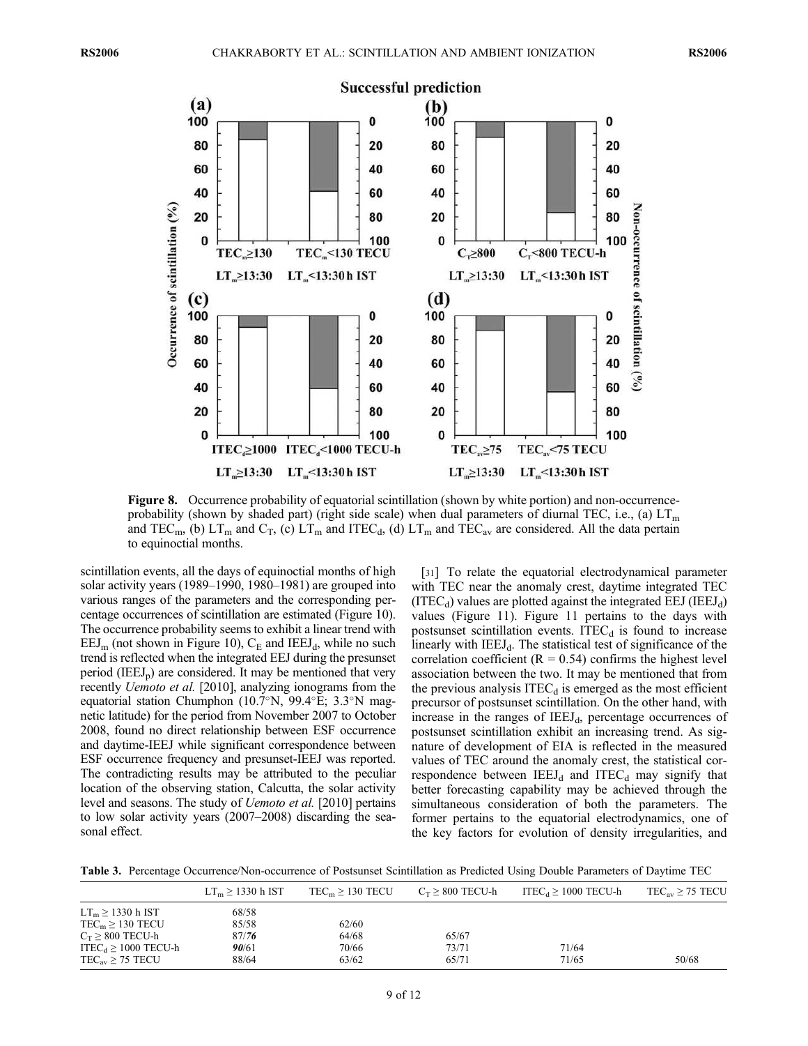**Figure 8.** Occurrence probability of equatorial scintillation (shown by white portion) and non-occurrence-probability (shown by shaded part) (right side scale) when dual parameters of diurnal TEC, i.e., (a) $LT_m$ and $TEC_m$, (b) $LT_m$ and $C_T$, (c) $LT_m$ and $ITEC_d$, (d) $LT_m$ and $TEC_{av}$ are considered. All the data pertain to equinoctial months.

scintillation events, all the days of equinoctial months of high solar activity years (1989–1990, 1980–1981) are grouped into various ranges of the parameters and the corresponding percentage occurrences of scintillation are estimated (Figure 10). The occurrence probability seems to exhibit a linear trend with $EEJ_m$ (not shown in Figure 10), $C_E$ and $IEEJ_d$, while no such trend is reflected when the integrated EEJ during the presunset period ($IEEJ_p$) are considered. It may be mentioned that very recently *Uemoto et al.* [2010], analyzing ionograms from the equatorial station Chumphon (10.7°N, 99.4°E; 3.3°N magnetic latitude) for the period from November 2007 to October 2008, found no direct relationship between ESF occurrence and daytime-IEEJ while significant correspondence between ESF occurrence frequency and presunset-IEEJ was reported. The contradicting results may be attributed to the peculiar location of the observing station, Calcutta, the solar activity level and seasons. The study of *Uemoto et al.* [2010] pertains to low solar activity years (2007–2008) discarding the seasonal effect.

[31] To relate the equatorial electrodynamical parameter with TEC near the anomaly crest, daytime integrated TEC ($ITEC_d$) values are plotted against the integrated EEJ ($IEEJ_d$) values (Figure 11). Figure 11 pertains to the days with postsunset scintillation events. $ITEC_d$ is found to increase linearly with $IEEJ_d$. The statistical test of significance of the correlation coefficient ($R = 0.54$) confirms the highest level association between the two. It may be mentioned that from the previous analysis $ITEC_d$ is emerged as the most efficient precursor of postsunset scintillation. On the other hand, with increase in the ranges of $IEEJ_d$, percentage occurrences of postsunset scintillation exhibit an increasing trend. As signature of development of EIA is reflected in the measured values of TEC around the anomaly crest, the statistical correspondence between $IEEJ_d$ and $ITEC_d$ may signify that better forecasting capability may be achieved through the simultaneous consideration of both the parameters. The former pertains to the equatorial electrodynamics, one of the key factors for evolution of density irregularities, and

**Table 3.** Percentage Occurrence/Non-occurrence of Postsunset Scintillation as Predicted Using Double Parameters of Daytime TEC

| | $LT_m \geq 1330$ h IST | $TEC_m \geq 130$ TECU | $C_T \geq 800$ TECU-h | $ITEC_d \geq 1000$ TECU-h | $TEC_{av} \geq 75$ TECU |
|---|---|---|---|---|---|
| $LT_m \geq 1330$ h IST | 68/58 | | | | |
| $TEC_m \geq 130$ TECU | 85/58 | 62/60 | | | |
| $C_T \geq 800$ TECU-h | 87/*76* | 64/68 | 65/67 | | |
| $ITEC_d \geq 1000$ TECU-h | ***90***/61 | 70/66 | 73/71 | 71/64 | |
| $TEC_{av} \geq 75$ TECU | 88/64 | 63/62 | 65/71 | 71/65 | 50/68 |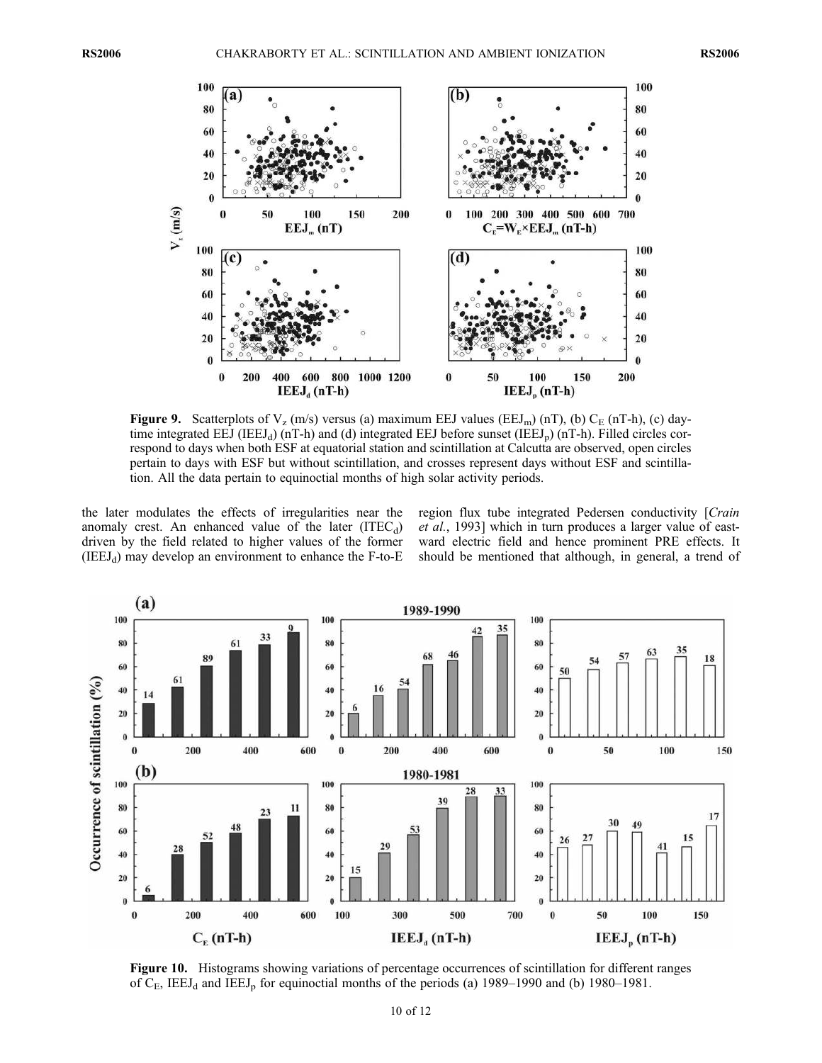Figure 9. Scatterplots of $V_z$ (m/s) versus (a) maximum EEJ values ($EEJ_m$) (nT), (b) $C_E$ (nT-h), (c) daytime integrated EEJ ($IEEJ_d$) (nT-h) and (d) integrated EEJ before sunset ($IEEJ_p$) (nT-h). Filled circles correspond to days when both ESF at equatorial station and scintillation at Calcutta are observed, open circles pertain to days with ESF but without scintillation, and crosses represent days without ESF and scintillation. All the data pertain to equinoctial months of high solar activity periods.

the later modulates the effects of irregularities near the anomaly crest. An enhanced value of the later ($ITEC_d$) driven by the field related to higher values of the former ($IEEJ_d$) may develop an environment to enhance the F-to-E region flux tube integrated Pedersen conductivity [*Crain et al.*, 1993] which in turn produces a larger value of eastward electric field and hence prominent PRE effects. It should be mentioned that although, in general, a trend of

Figure 10. Histograms showing variations of percentage occurrences of scintillation for different ranges of $C_E$, $IEEJ_d$ and $IEEJ_p$ for equinoctial months of the periods (a) 1989–1990 and (b) 1980–1981.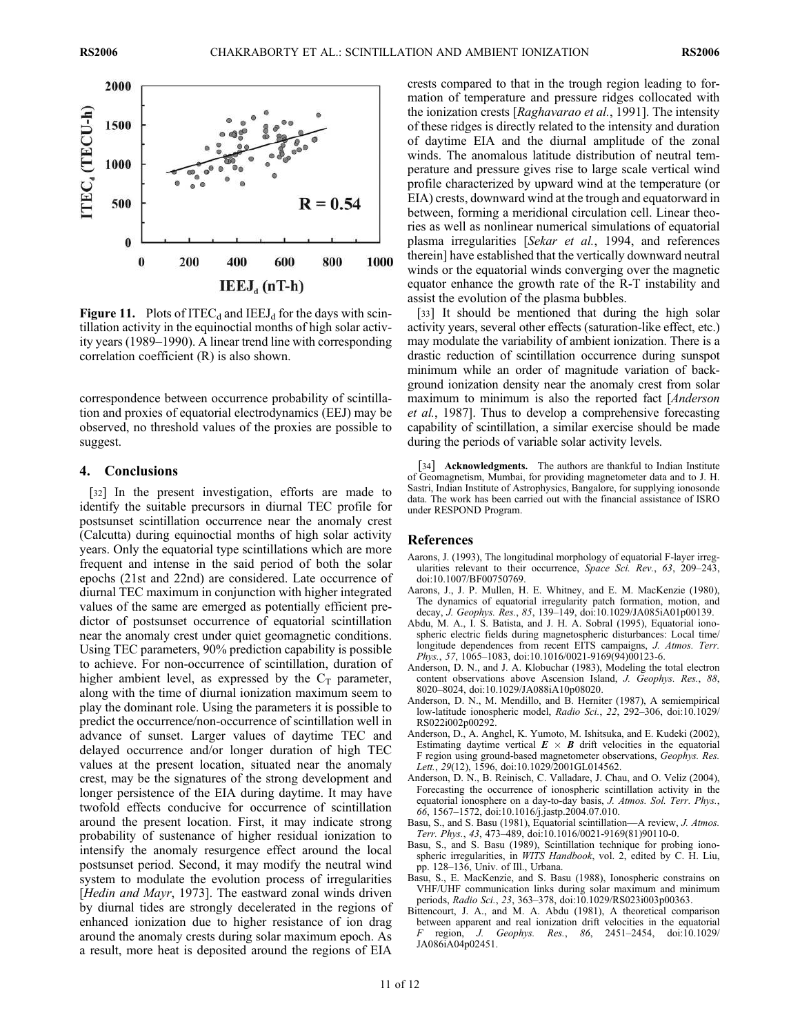**Figure 11.** Plots of $ITEC_d$ and $IEEJ_d$ for the days with scintillation activity in the equinoctial months of high solar activity years (1989–1990). A linear trend line with corresponding correlation coefficient (R) is also shown.

correspondence between occurrence probability of scintillation and proxies of equatorial electrodynamics (EEJ) may be observed, no threshold values of the proxies are possible to suggest.

## 4. Conclusions

[32] In the present investigation, efforts are made to identify the suitable precursors in diurnal TEC profile for postsunset scintillation occurrence near the anomaly crest (Calcutta) during equinoctial months of high solar activity years. Only the equatorial type scintillations which are more frequent and intense in the said period of both the solar epochs (21st and 22nd) are considered. Late occurrence of diurnal TEC maximum in conjunction with higher integrated values of the same are emerged as potentially efficient predictor of postsunset occurrence of equatorial scintillation near the anomaly crest under quiet geomagnetic conditions. Using TEC parameters, 90% prediction capability is possible to achieve. For non-occurrence of scintillation, duration of higher ambient level, as expressed by the $C_T$ parameter, along with the time of diurnal ionization maximum seem to play the dominant role. Using the parameters it is possible to predict the occurrence/non-occurrence of scintillation well in advance of sunset. Larger values of daytime TEC and delayed occurrence and/or longer duration of high TEC values at the present location, situated near the anomaly crest, may be the signatures of the strong development and longer persistence of the EIA during daytime. It may have twofold effects conducive for occurrence of scintillation around the present location. First, it may indicate strong probability of sustenance of higher residual ionization to intensify the anomaly resurgence effect around the local postsunset period. Second, it may modify the neutral wind system to modulate the evolution process of irregularities [*Hedin and Mayr*, 1973]. The eastward zonal winds driven by diurnal tides are strongly decelerated in the regions of enhanced ionization due to higher resistance of ion drag around the anomaly crests during solar maximum epoch. As a result, more heat is deposited around the regions of EIA crests compared to that in the trough region leading to formation of temperature and pressure ridges collocated with the ionization crests [*Raghavarao et al.*, 1991]. The intensity of these ridges is directly related to the intensity and duration of daytime EIA and the diurnal amplitude of the zonal winds. The anomalous latitude distribution of neutral temperature and pressure gives rise to large scale vertical wind profile characterized by upward wind at the temperature (or EIA) crests, downward wind at the trough and equatorward in between, forming a meridional circulation cell. Linear theories as well as nonlinear numerical simulations of equatorial plasma irregularities [*Sekar et al.*, 1994, and references therein] have established that the vertically downward neutral winds or the equatorial winds converging over the magnetic equator enhance the growth rate of the R-T instability and assist the evolution of the plasma bubbles.

[33] It should be mentioned that during the high solar activity years, several other effects (saturation-like effect, etc.) may modulate the variability of ambient ionization. There is a drastic reduction of scintillation occurrence during sunspot minimum while an order of magnitude variation of background ionization density near the anomaly crest from solar maximum to minimum is also the reported fact [*Anderson et al.*, 1987]. Thus to develop a comprehensive forecasting capability of scintillation, a similar exercise should be made during the periods of variable solar activity levels.

[34] **Acknowledgments.** The authors are thankful to Indian Institute of Geomagnetism, Mumbai, for providing magnetometer data and to J. H. Sastri, Indian Institute of Astrophysics, Bangalore, for supplying ionosonde data. The work has been carried out with the financial assistance of ISRO under RESPOND Program.

## References

Aarons, J. (1993), The longitudinal morphology of equatorial F-layer irregularities relevant to their occurrence, *Space Sci. Rev.*, *63*, 209–243, doi:10.1007/BF00750769.

Aarons, J., J. P. Mullen, H. E. Whitney, and E. M. MacKenzie (1980), The dynamics of equatorial irregularity patch formation, motion, and decay, *J. Geophys. Res.*, *85*, 139–149, doi:10.1029/JA085iA01p00139.

Abdu, M. A., I. S. Batista, and J. H. A. Sobral (1995), Equatorial ionospheric electric fields during magnetospheric disturbances: Local time/longitude dependences from recent EITS campaigns, *J. Atmos. Terr. Phys.*, *57*, 1065–1083, doi:10.1016/0021-9169(94)00123-6.

Anderson, D. N., and J. A. Klobuchar (1983), Modeling the total electron content observations above Ascension Island, *J. Geophys. Res.*, *88*, 8020–8024, doi:10.1029/JA088iA10p08020.

Anderson, D. N., M. Mendillo, and B. Herniter (1987), A semiempirical low-latitude ionospheric model, *Radio Sci.*, *22*, 292–306, doi:10.1029/RS022i002p00292.

Anderson, D., A. Anghel, K. Yumoto, M. Ishitsuka, and E. Kudeki (2002), Estimating daytime vertical $\boldsymbol{E} \times \boldsymbol{B}$ drift velocities in the equatorial F region using ground-based magnetometer observations, *Geophys. Res. Lett.*, *29*(12), 1596, doi:10.1029/2001GL014562.

Anderson, D. N., B. Reinisch, C. Valladare, J. Chau, and O. Veliz (2004), Forecasting the occurrence of ionospheric scintillation activity in the equatorial ionosphere on a day-to-day basis, *J. Atmos. Sol. Terr. Phys.*, *66*, 1567–1572, doi:10.1016/j.jastp.2004.07.010.

Basu, S., and S. Basu (1981), Equatorial scintillation—A review, *J. Atmos. Terr. Phys.*, *43*, 473–489, doi:10.1016/0021-9169(81)90110-0.

Basu, S., and S. Basu (1989), Scintillation technique for probing ionospheric irregularities, in *WITS Handbook*, vol. 2, edited by C. H. Liu, pp. 128–136, Univ. of Ill., Urbana.

Basu, S., E. MacKenzie, and S. Basu (1988), Ionospheric constrains on VHF/UHF communication links during solar maximum and minimum periods, *Radio Sci.*, *23*, 363–378, doi:10.1029/RS023i003p00363.

Bittencourt, J. A., and M. A. Abdu (1981), A theoretical comparison between apparent and real ionization drift velocities in the equatorial *F* region, *J. Geophys. Res.*, *86*, 2451–2454, doi:10.1029/JA086iA04p02451.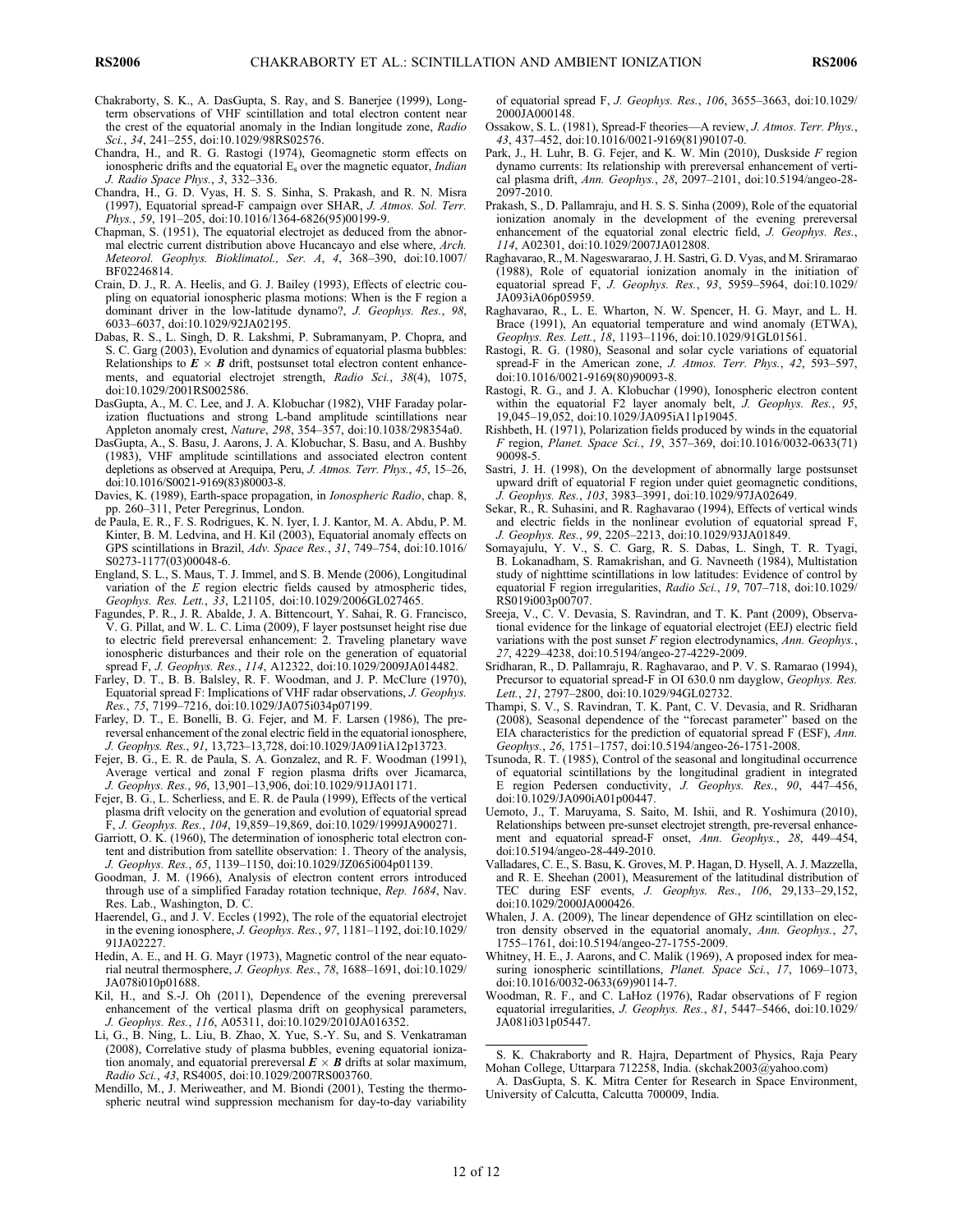Chakraborty, S. K., A. DasGupta, S. Ray, and S. Banerjee (1999), Long-term observations of VHF scintillation and total electron content near the crest of the equatorial anomaly in the Indian longitude zone, *Radio Sci.*, *34*, 241–255, doi:10.1029/98RS02576.

Chandra, H., and R. G. Rastogi (1974), Geomagnetic storm effects on ionospheric drifts and the equatorial $E_s$ over the magnetic equator, *Indian J. Radio Space Phys.*, *3*, 332–336.

Chandra, H., G. D. Vyas, H. S. S. Sinha, S. Prakash, and R. N. Misra (1997), Equatorial spread-F campaign over SHAR, *J. Atmos. Sol. Terr. Phys.*, *59*, 191–205, doi:10.1016/1364-6826(95)00199-9.

Chapman, S. (1951), The equatorial electrojet as deduced from the abnormal electric current distribution above Hucancayo and else where, *Arch. Meteorol. Geophys. Bioklimatol., Ser. A*, *4*, 368–390, doi:10.1007/BF02246814.

Crain, D. J., R. A. Heelis, and G. J. Bailey (1993), Effects of electric coupling on equatorial ionospheric plasma motions: When is the F region a dominant driver in the low-latitude dynamo?, *J. Geophys. Res.*, *98*, 6033–6037, doi:10.1029/92JA02195.

Dabas, R. S., L. Singh, D. R. Lakshmi, P. Subramanyam, P. Chopra, and S. C. Garg (2003), Evolution and dynamics of equatorial plasma bubbles: Relationships to $\boldsymbol{E} \times \boldsymbol{B}$ drift, postsunset total electron content enhancements, and equatorial electrojet strength, *Radio Sci.*, *38*(4), 1075, doi:10.1029/2001RS002586.

DasGupta, A., M. C. Lee, and J. A. Klobuchar (1982), VHF Faraday polarization fluctuations and strong L-band amplitude scintillations near Appleton anomaly crest, *Nature*, *298*, 354–357, doi:10.1038/298354a0.

DasGupta, A., S. Basu, J. Aarons, J. A. Klobuchar, S. Basu, and A. Bushby (1983), VHF amplitude scintillations and associated electron content depletions as observed at Arequipa, Peru, *J. Atmos. Terr. Phys.*, *45*, 15–26, doi:10.1016/S0021-9169(83)80003-8.

Davies, K. (1989), Earth-space propagation, in *Ionospheric Radio*, chap. 8, pp. 260–311, Peter Peregrinus, London.

de Paula, E. R., F. S. Rodrigues, K. N. Iyer, I. J. Kantor, M. A. Abdu, P. M. Kinter, B. M. Ledvina, and H. Kil (2003), Equatorial anomaly effects on GPS scintillations in Brazil, *Adv. Space Res.*, *31*, 749–754, doi:10.1016/S0273-1177(03)00048-6.

England, S. L., S. Maus, T. J. Immel, and S. B. Mende (2006), Longitudinal variation of the *E* region electric fields caused by atmospheric tides, *Geophys. Res. Lett.*, *33*, L21105, doi:10.1029/2006GL027465.

Fagundes, P. R., J. R. Abalde, J. A. Bittencourt, Y. Sahai, R. G. Francisco, V. G. Pillat, and W. L. C. Lima (2009), F layer postsunset height rise due to electric field prereversal enhancement: 2. Traveling planetary wave ionospheric disturbances and their role on the generation of equatorial spread F, *J. Geophys. Res.*, *114*, A12322, doi:10.1029/2009JA014482.

Farley, D. T., B. B. Balsley, R. F. Woodman, and J. P. McClure (1970), Equatorial spread F: Implications of VHF radar observations, *J. Geophys. Res.*, *75*, 7199–7216, doi:10.1029/JA075i034p07199.

Farley, D. T., E. Bonelli, B. G. Fejer, and M. F. Larsen (1986), The prereversal enhancement of the zonal electric field in the equatorial ionosphere, *J. Geophys. Res.*, *91*, 13,723–13,728, doi:10.1029/JA091iA12p13723.

Fejer, B. G., E. R. de Paula, S. A. Gonzalez, and R. F. Woodman (1991), Average vertical and zonal F region plasma drifts over Jicamarca, *J. Geophys. Res.*, *96*, 13,901–13,906, doi:10.1029/91JA01171.

Fejer, B. G., L. Scherliess, and E. R. de Paula (1999), Effects of the vertical plasma drift velocity on the generation and evolution of equatorial spread F, *J. Geophys. Res.*, *104*, 19,859–19,869, doi:10.1029/1999JA900271.

Garriott, O. K. (1960), The determination of ionospheric total electron content and distribution from satellite observation: 1. Theory of the analysis, *J. Geophys. Res.*, *65*, 1139–1150, doi:10.1029/JZ065i004p01139.

Goodman, J. M. (1966), Analysis of electron content errors introduced through use of a simplified Faraday rotation technique, *Rep. 1684*, Nav. Res. Lab., Washington, D. C.

Haerendel, G., and J. V. Eccles (1992), The role of the equatorial electrojet in the evening ionosphere, *J. Geophys. Res.*, *97*, 1181–1192, doi:10.1029/91JA02227.

Hedin, A. E., and H. G. Mayr (1973), Magnetic control of the near equatorial neutral thermosphere, *J. Geophys. Res.*, *78*, 1688–1691, doi:10.1029/JA078i010p01688.

Kil, H., and S.-J. Oh (2011), Dependence of the evening prereversal enhancement of the vertical plasma drift on geophysical parameters, *J. Geophys. Res.*, *116*, A05311, doi:10.1029/2010JA016352.

Li, G., B. Ning, L. Liu, B. Zhao, X. Yue, S.-Y. Su, and S. Venkatraman (2008), Correlative study of plasma bubbles, evening equatorial ionization anomaly, and equatorial prereversal $\boldsymbol{E} \times \boldsymbol{B}$ drifts at solar maximum, *Radio Sci.*, *43*, RS4005, doi:10.1029/2007RS003760.

Mendillo, M., J. Meriweather, and M. Biondi (2001), Testing the thermospheric neutral wind suppression mechanism for day-to-day variability of equatorial spread F, *J. Geophys. Res.*, *106*, 3655–3663, doi:10.1029/2000JA000148.

Ossakow, S. L. (1981), Spread-F theories—A review, *J. Atmos. Terr. Phys.*, *43*, 437–452, doi:10.1016/0021-9169(81)90107-0.

Park, J., H. Luhr, B. G. Fejer, and K. W. Min (2010), Duskside *F* region dynamo currents: Its relationship with prereversal enhancement of vertical plasma drift, *Ann. Geophys.*, *28*, 2097–2101, doi:10.5194/angeo-28-2097-2010.

Prakash, S., D. Pallamraju, and H. S. S. Sinha (2009), Role of the equatorial ionization enhancement in the development of the evening prereversal enhancement of the equatorial zonal electric field, *J. Geophys. Res.*, *114*, A02301, doi:10.1029/2007JA012808.

Raghavarao, R., M. Nageswararao, J. H. Sastri, G. D. Vyas, and M. Sriramarao (1988), Role of equatorial ionization anomaly in the initiation of equatorial spread F, *J. Geophys. Res.*, *93*, 5959–5964, doi:10.1029/JA093iA06p05959.

Raghavarao, R., L. E. Wharton, N. W. Spencer, H. G. Mayr, and L. H. Brace (1991), An equatorial temperature and wind anomaly (ETWA), *Geophys. Res. Lett.*, *18*, 1193–1196, doi:10.1029/91GL01561.

Rastogi, R. G. (1980), Seasonal and solar cycle variations of equatorial spread-F in the American zone, *J. Atmos. Terr. Phys.*, *42*, 593–597, doi:10.1016/0021-9169(80)90093-8.

Rastogi, R. G., and J. A. Klobuchar (1990), Ionospheric electron content within the equatorial F2 layer anomaly belt, *J. Geophys. Res.*, *95*, 19,045–19,052, doi:10.1029/JA095iA11p19045.

Rishbeth, H. (1971), Polarization fields produced by winds in the equatorial *F* region, *Planet. Space Sci.*, *19*, 357–369, doi:10.1016/0032-0633(71)90098-5.

Sastri, J. H. (1998), On the development of abnormally large postsunset upward drift of equatorial F region under quiet geomagnetic conditions, *J. Geophys. Res.*, *103*, 3983–3991, doi:10.1029/97JA02649.

Sekar, R., R. Suhasini, and R. Raghavarao (1994), Effects of vertical winds and electric fields in the nonlinear evolution of equatorial spread F, *J. Geophys. Res.*, *99*, 2205–2213, doi:10.1029/93JA01849.

Somayajulu, Y. V., S. C. Garg, R. S. Dabas, L. Singh, T. R. Tyagi, B. Lokanadham, S. Ramakrishan, and G. Navneeth (1984), Multistation study of nighttime scintillations in low latitudes: Evidence of control by equatorial F region irregularities, *Radio Sci.*, *19*, 707–718, doi:10.1029/RS019i003p00707.

Sreeja, V., C. V. Devasia, S. Ravindran, and T. K. Pant (2009), Observational evidence for the linkage of equatorial electrojet (EEJ) electric field variations with the post sunset *F* region electrodynamics, *Ann. Geophys.*, *27*, 4229–4238, doi:10.5194/angeo-27-4229-2009.

Sridharan, R., D. Pallamraju, R. Raghavarao, and P. V. S. Ramarao (1994), Precursor to equatorial spread-F in OI 630.0 nm dayglow, *Geophys. Res. Lett.*, *21*, 2797–2800, doi:10.1029/94GL02732.

Thampi, S. V., S. Ravindran, T. K. Pant, C. V. Devasia, and R. Sridharan (2008), Seasonal dependence of the "forecast parameter" based on the EIA characteristics for the prediction of equatorial spread F (ESF), *Ann. Geophys.*, *26*, 1751–1757, doi:10.5194/angeo-26-1751-2008.

Tsunoda, R. T. (1985), Control of the seasonal and longitudinal occurrence of equatorial scintillations by the longitudinal gradient in integrated E region Pedersen conductivity, *J. Geophys. Res.*, *90*, 447–456, doi:10.1029/JA090iA01p00447.

Uemoto, J., T. Maruyama, S. Saito, M. Ishii, and R. Yoshimura (2010), Relationships between pre-sunset electrojet strength, pre-reversal enhancement and equatorial spread-F onset, *Ann. Geophys.*, *28*, 449–454, doi:10.5194/angeo-28-449-2010.

Valladares, C. E., S. Basu, K. Groves, M. P. Hagan, D. Hysell, A. J. Mazzella, and R. E. Sheehan (2001), Measurement of the latitudinal distribution of TEC during ESF events, *J. Geophys. Res.*, *106*, 29,133–29,152, doi:10.1029/2000JA000426.

Whalen, J. A. (2009), The linear dependence of GHz scintillation on electron density observed in the equatorial anomaly, *Ann. Geophys.*, *27*, 1755–1761, doi:10.5194/angeo-27-1755-2009.

Whitney, H. E., J. Aarons, and C. Malik (1969), A proposed index for measuring ionospheric scintillations, *Planet. Space Sci.*, *17*, 1069–1073, doi:10.1016/0032-0633(69)90114-7.

Woodman, R. F., and C. LaHoz (1976), Radar observations of F region equatorial irregularities, *J. Geophys. Res.*, *81*, 5447–5466, doi:10.1029/JA081i031p05447.

---

S. K. Chakraborty and R. Hajra, Department of Physics, Raja Peary Mohan College, Uttarpara 712258, India. (skchak2003@yahoo.com)

A. DasGupta, S. K. Mitra Center for Research in Space Environment, University of Calcutta, Calcutta 700009, India.